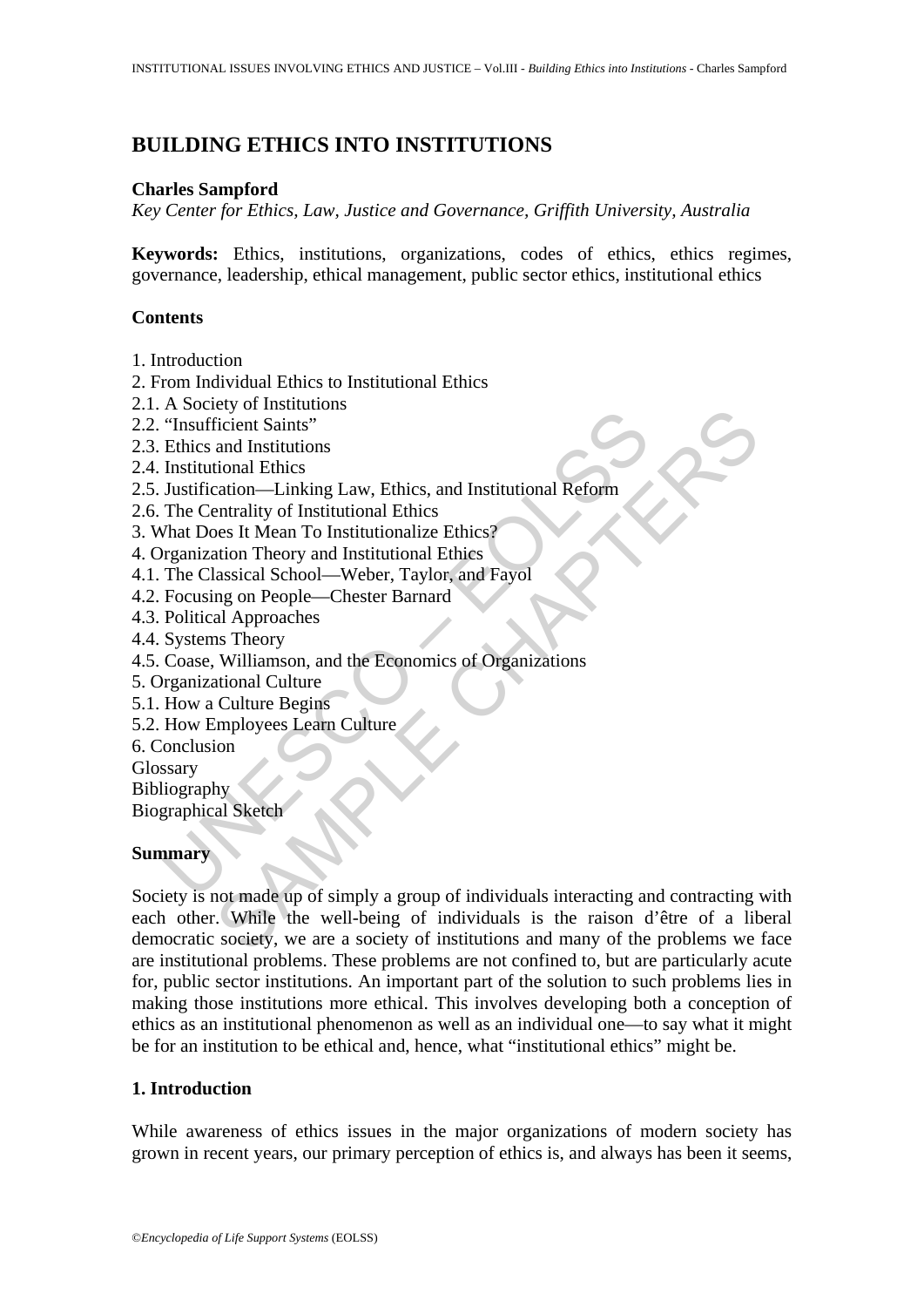# BUILDING ETHICS INTO INSTITUTIONS

**Charles Sampford**

*Key Center for Ethics, Law, Justice and Governance, Griffith University, Australia*

**Keywords:** Ethics, institutions, organizations, codes of ethics, ethics regimes, governance, leadership, ethical management, public sector ethics, institutional ethics

## Contents

1. Introduction
2. From Individual Ethics to Institutional Ethics
2.1. A Society of Institutions
2.2. "Insufficient Saints"
2.3. Ethics and Institutions
2.4. Institutional Ethics
2.5. Justification—Linking Law, Ethics, and Institutional Reform
2.6. The Centrality of Institutional Ethics
3. What Does It Mean To Institutionalize Ethics?
4. Organization Theory and Institutional Ethics
4.1. The Classical School—Weber, Taylor, and Fayol
4.2. Focusing on People—Chester Barnard
4.3. Political Approaches
4.4. Systems Theory
4.5. Coase, Williamson, and the Economics of Organizations
5. Organizational Culture
5.1. How a Culture Begins
5.2. How Employees Learn Culture
6. Conclusion

Glossary
Bibliography
Biographical Sketch

## Summary

Society is not made up of simply a group of individuals interacting and contracting with each other. While the well-being of individuals is the raison d'être of a liberal democratic society, we are a society of institutions and many of the problems we face are institutional problems. These problems are not confined to, but are particularly acute for, public sector institutions. An important part of the solution to such problems lies in making those institutions more ethical. This involves developing both a conception of ethics as an institutional phenomenon as well as an individual one—to say what it might be for an institution to be ethical and, hence, what "institutional ethics" might be.

## 1. Introduction

While awareness of ethics issues in the major organizations of modern society has grown in recent years, our primary perception of ethics is, and always has been it seems,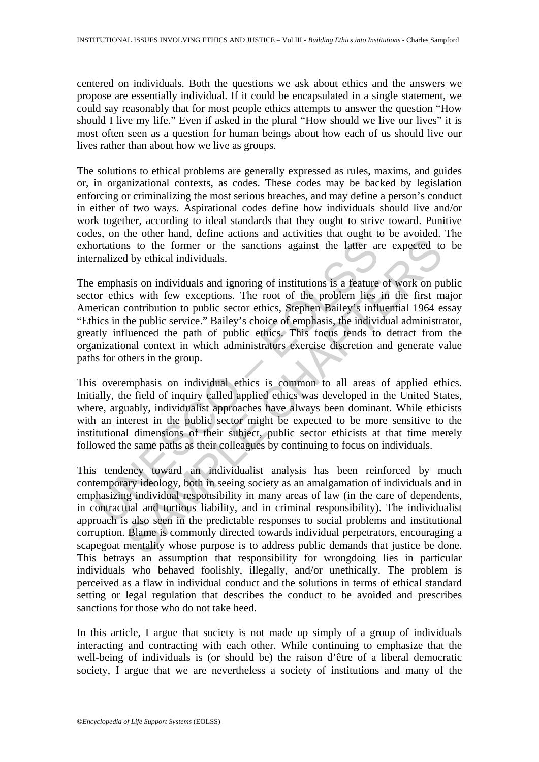centered on individuals. Both the questions we ask about ethics and the answers we propose are essentially individual. If it could be encapsulated in a single statement, we could say reasonably that for most people ethics attempts to answer the question "How should I live my life." Even if asked in the plural "How should we live our lives" it is most often seen as a question for human beings about how each of us should live our lives rather than about how we live as groups.

The solutions to ethical problems are generally expressed as rules, maxims, and guides or, in organizational contexts, as codes. These codes may be backed by legislation enforcing or criminalizing the most serious breaches, and may define a person's conduct in either of two ways. Aspirational codes define how individuals should live and/or work together, according to ideal standards that they ought to strive toward. Punitive codes, on the other hand, define actions and activities that ought to be avoided. The exhortations to the former or the sanctions against the latter are expected to be internalized by ethical individuals.

The emphasis on individuals and ignoring of institutions is a feature of work on public sector ethics with few exceptions. The root of the problem lies in the first major American contribution to public sector ethics, Stephen Bailey's influential 1964 essay "Ethics in the public service." Bailey's choice of emphasis, the individual administrator, greatly influenced the path of public ethics. This focus tends to detract from the organizational context in which administrators exercise discretion and generate value paths for others in the group.

This overemphasis on individual ethics is common to all areas of applied ethics. Initially, the field of inquiry called applied ethics was developed in the United States, where, arguably, individualist approaches have always been dominant. While ethicists with an interest in the public sector might be expected to be more sensitive to the institutional dimensions of their subject, public sector ethicists at that time merely followed the same paths as their colleagues by continuing to focus on individuals.

This tendency toward an individualist analysis has been reinforced by much contemporary ideology, both in seeing society as an amalgamation of individuals and in emphasizing individual responsibility in many areas of law (in the care of dependents, in contractual and tortious liability, and in criminal responsibility). The individualist approach is also seen in the predictable responses to social problems and institutional corruption. Blame is commonly directed towards individual perpetrators, encouraging a scapegoat mentality whose purpose is to address public demands that justice be done. This betrays an assumption that responsibility for wrongdoing lies in particular individuals who behaved foolishly, illegally, and/or unethically. The problem is perceived as a flaw in individual conduct and the solutions in terms of ethical standard setting or legal regulation that describes the conduct to be avoided and prescribes sanctions for those who do not take heed.

In this article, I argue that society is not made up simply of a group of individuals interacting and contracting with each other. While continuing to emphasize that the well-being of individuals is (or should be) the raison d'être of a liberal democratic society, I argue that we are nevertheless a society of institutions and many of the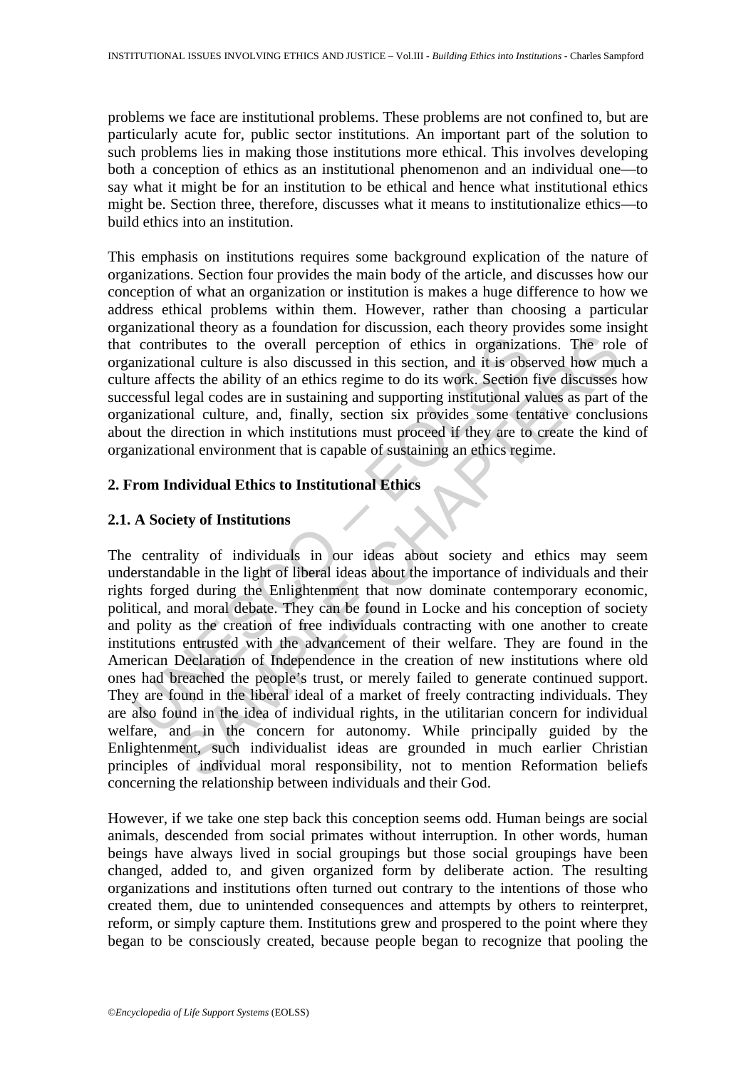problems we face are institutional problems. These problems are not confined to, but are particularly acute for, public sector institutions. An important part of the solution to such problems lies in making those institutions more ethical. This involves developing both a conception of ethics as an institutional phenomenon and an individual one—to say what it might be for an institution to be ethical and hence what institutional ethics might be. Section three, therefore, discusses what it means to institutionalize ethics—to build ethics into an institution.

This emphasis on institutions requires some background explication of the nature of organizations. Section four provides the main body of the article, and discusses how our conception of what an organization or institution is makes a huge difference to how we address ethical problems within them. However, rather than choosing a particular organizational theory as a foundation for discussion, each theory provides some insight that contributes to the overall perception of ethics in organizations. The role of organizational culture is also discussed in this section, and it is observed how much a culture affects the ability of an ethics regime to do its work. Section five discusses how successful legal codes are in sustaining and supporting institutional values as part of the organizational culture, and, finally, section six provides some tentative conclusions about the direction in which institutions must proceed if they are to create the kind of organizational environment that is capable of sustaining an ethics regime.

## 2. From Individual Ethics to Institutional Ethics

### 2.1. A Society of Institutions

The centrality of individuals in our ideas about society and ethics may seem understandable in the light of liberal ideas about the importance of individuals and their rights forged during the Enlightenment that now dominate contemporary economic, political, and moral debate. They can be found in Locke and his conception of society and polity as the creation of free individuals contracting with one another to create institutions entrusted with the advancement of their welfare. They are found in the American Declaration of Independence in the creation of new institutions where old ones had breached the people's trust, or merely failed to generate continued support. They are found in the liberal ideal of a market of freely contracting individuals. They are also found in the idea of individual rights, in the utilitarian concern for individual welfare, and in the concern for autonomy. While principally guided by the Enlightenment, such individualist ideas are grounded in much earlier Christian principles of individual moral responsibility, not to mention Reformation beliefs concerning the relationship between individuals and their God.

However, if we take one step back this conception seems odd. Human beings are social animals, descended from social primates without interruption. In other words, human beings have always lived in social groupings but those social groupings have been changed, added to, and given organized form by deliberate action. The resulting organizations and institutions often turned out contrary to the intentions of those who created them, due to unintended consequences and attempts by others to reinterpret, reform, or simply capture them. Institutions grew and prospered to the point where they began to be consciously created, because people began to recognize that pooling the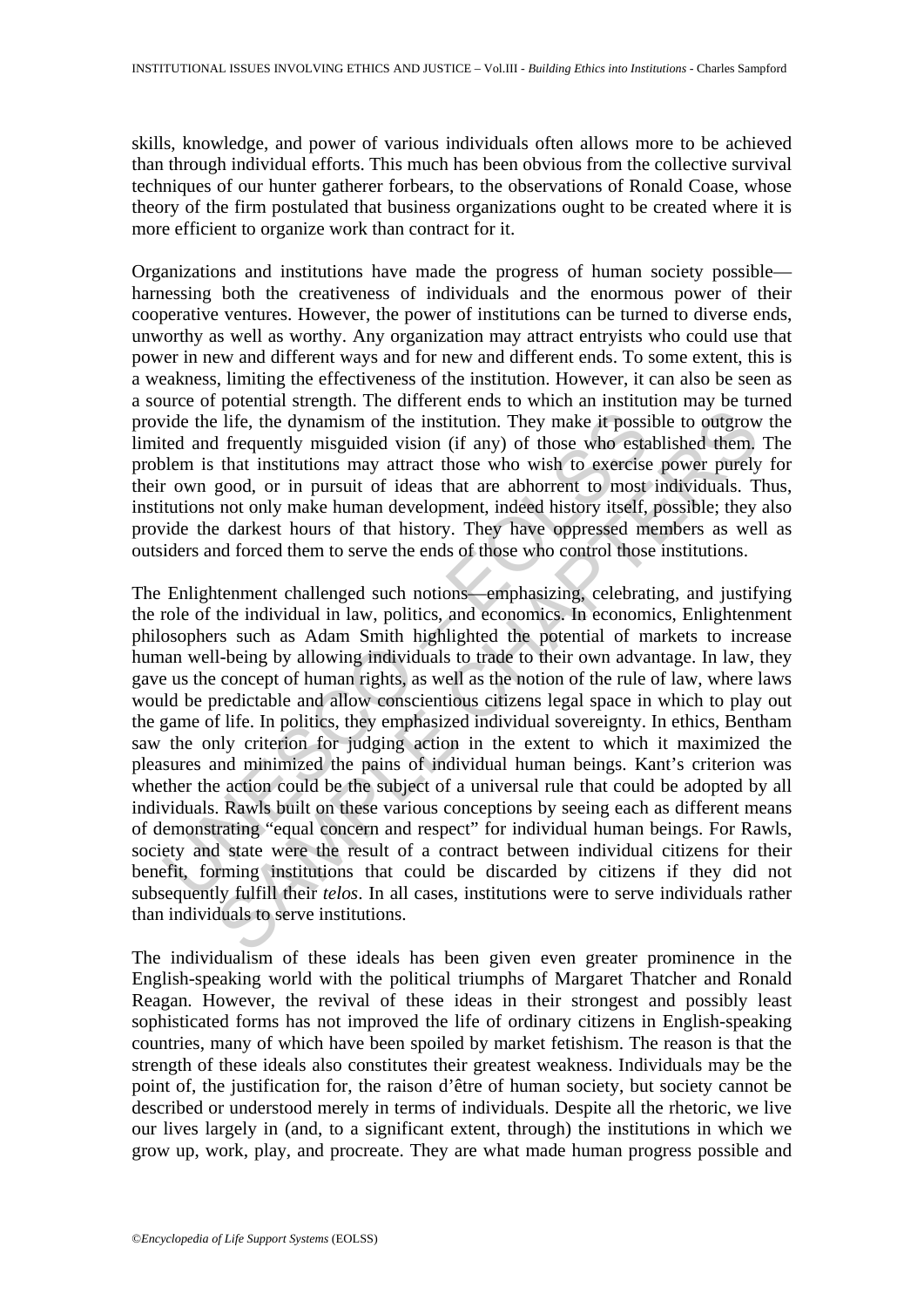skills, knowledge, and power of various individuals often allows more to be achieved than through individual efforts. This much has been obvious from the collective survival techniques of our hunter gatherer forbears, to the observations of Ronald Coase, whose theory of the firm postulated that business organizations ought to be created where it is more efficient to organize work than contract for it.

Organizations and institutions have made the progress of human society possible—harnessing both the creativeness of individuals and the enormous power of their cooperative ventures. However, the power of institutions can be turned to diverse ends, unworthy as well as worthy. Any organization may attract entryists who could use that power in new and different ways and for new and different ends. To some extent, this is a weakness, limiting the effectiveness of the institution. However, it can also be seen as a source of potential strength. The different ends to which an institution may be turned provide the life, the dynamism of the institution. They make it possible to outgrow the limited and frequently misguided vision (if any) of those who established them. The problem is that institutions may attract those who wish to exercise power purely for their own good, or in pursuit of ideas that are abhorrent to most individuals. Thus, institutions not only make human development, indeed history itself, possible; they also provide the darkest hours of that history. They have oppressed members as well as outsiders and forced them to serve the ends of those who control those institutions.

The Enlightenment challenged such notions—emphasizing, celebrating, and justifying the role of the individual in law, politics, and economics. In economics, Enlightenment philosophers such as Adam Smith highlighted the potential of markets to increase human well-being by allowing individuals to trade to their own advantage. In law, they gave us the concept of human rights, as well as the notion of the rule of law, where laws would be predictable and allow conscientious citizens legal space in which to play out the game of life. In politics, they emphasized individual sovereignty. In ethics, Bentham saw the only criterion for judging action in the extent to which it maximized the pleasures and minimized the pains of individual human beings. Kant's criterion was whether the action could be the subject of a universal rule that could be adopted by all individuals. Rawls built on these various conceptions by seeing each as different means of demonstrating "equal concern and respect" for individual human beings. For Rawls, society and state were the result of a contract between individual citizens for their benefit, forming institutions that could be discarded by citizens if they did not subsequently fulfill their *telos*. In all cases, institutions were to serve individuals rather than individuals to serve institutions.

The individualism of these ideals has been given even greater prominence in the English-speaking world with the political triumphs of Margaret Thatcher and Ronald Reagan. However, the revival of these ideas in their strongest and possibly least sophisticated forms has not improved the life of ordinary citizens in English-speaking countries, many of which have been spoiled by market fetishism. The reason is that the strength of these ideals also constitutes their greatest weakness. Individuals may be the point of, the justification for, the raison d'être of human society, but society cannot be described or understood merely in terms of individuals. Despite all the rhetoric, we live our lives largely in (and, to a significant extent, through) the institutions in which we grow up, work, play, and procreate. They are what made human progress possible and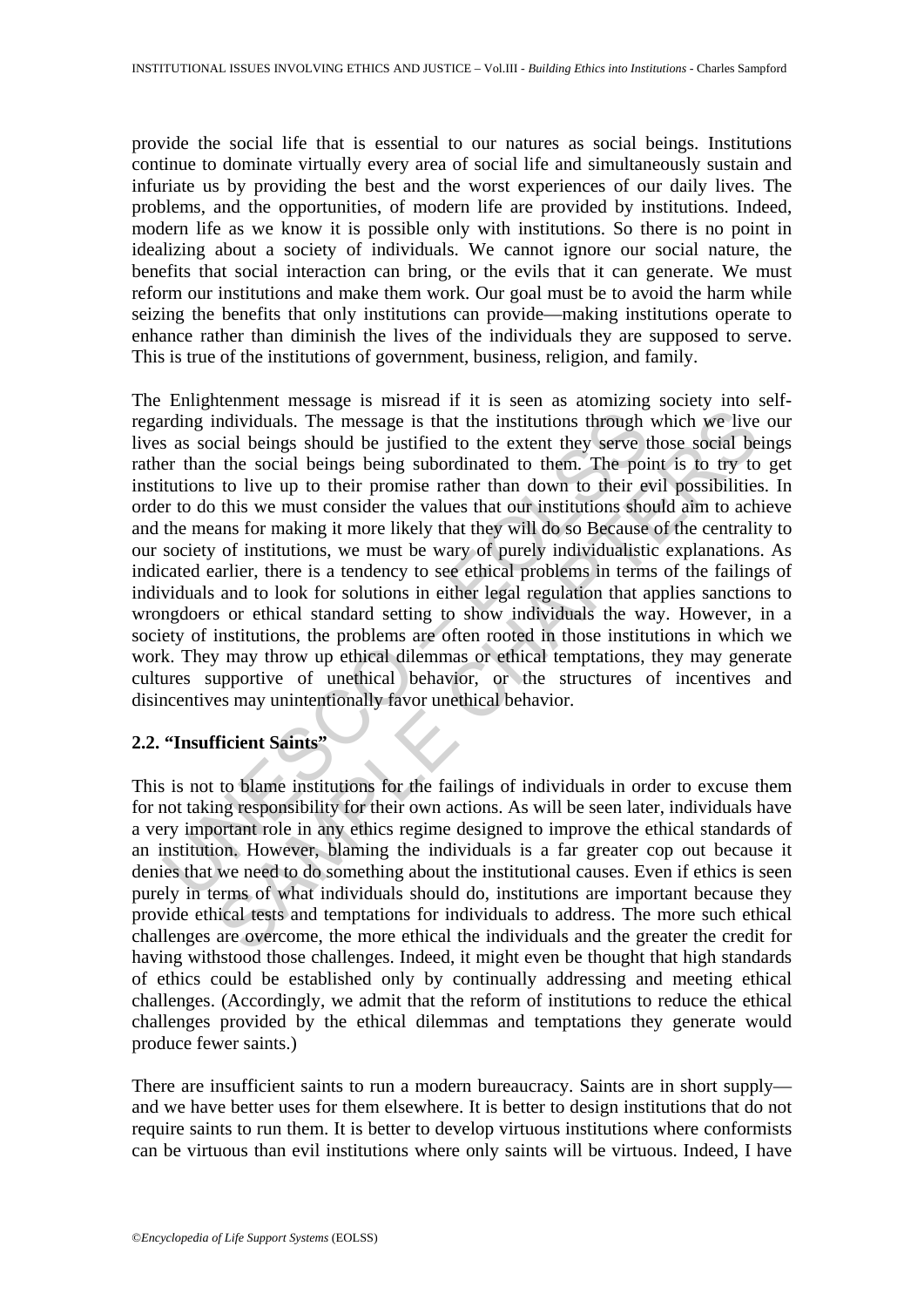provide the social life that is essential to our natures as social beings. Institutions continue to dominate virtually every area of social life and simultaneously sustain and infuriate us by providing the best and the worst experiences of our daily lives. The problems, and the opportunities, of modern life are provided by institutions. Indeed, modern life as we know it is possible only with institutions. So there is no point in idealizing about a society of individuals. We cannot ignore our social nature, the benefits that social interaction can bring, or the evils that it can generate. We must reform our institutions and make them work. Our goal must be to avoid the harm while seizing the benefits that only institutions can provide—making institutions operate to enhance rather than diminish the lives of the individuals they are supposed to serve. This is true of the institutions of government, business, religion, and family.

The Enlightenment message is misread if it is seen as atomizing society into self-regarding individuals. The message is that the institutions through which we live our lives as social beings should be justified to the extent they serve those social beings rather than the social beings being subordinated to them. The point is to try to get institutions to live up to their promise rather than down to their evil possibilities. In order to do this we must consider the values that our institutions should aim to achieve and the means for making it more likely that they will do so Because of the centrality to our society of institutions, we must be wary of purely individualistic explanations. As indicated earlier, there is a tendency to see ethical problems in terms of the failings of individuals and to look for solutions in either legal regulation that applies sanctions to wrongdoers or ethical standard setting to show individuals the way. However, in a society of institutions, the problems are often rooted in those institutions in which we work. They may throw up ethical dilemmas or ethical temptations, they may generate cultures supportive of unethical behavior, or the structures of incentives and disincentives may unintentionally favor unethical behavior.

## 2.2. "Insufficient Saints"

This is not to blame institutions for the failings of individuals in order to excuse them for not taking responsibility for their own actions. As will be seen later, individuals have a very important role in any ethics regime designed to improve the ethical standards of an institution. However, blaming the individuals is a far greater cop out because it denies that we need to do something about the institutional causes. Even if ethics is seen purely in terms of what individuals should do, institutions are important because they provide ethical tests and temptations for individuals to address. The more such ethical challenges are overcome, the more ethical the individuals and the greater the credit for having withstood those challenges. Indeed, it might even be thought that high standards of ethics could be established only by continually addressing and meeting ethical challenges. (Accordingly, we admit that the reform of institutions to reduce the ethical challenges provided by the ethical dilemmas and temptations they generate would produce fewer saints.)

There are insufficient saints to run a modern bureaucracy. Saints are in short supply—and we have better uses for them elsewhere. It is better to design institutions that do not require saints to run them. It is better to develop virtuous institutions where conformists can be virtuous than evil institutions where only saints will be virtuous. Indeed, I have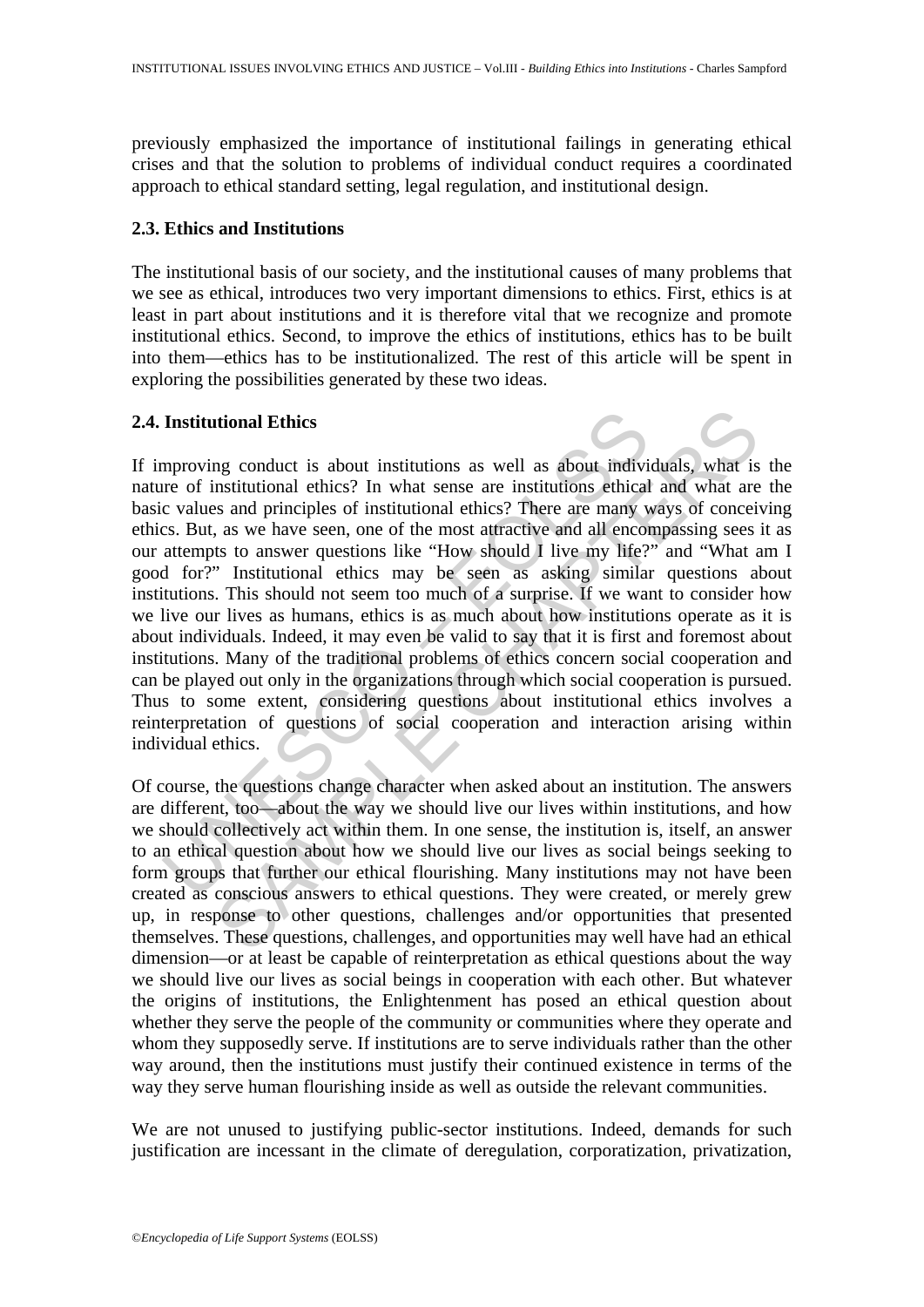previously emphasized the importance of institutional failings in generating ethical crises and that the solution to problems of individual conduct requires a coordinated approach to ethical standard setting, legal regulation, and institutional design.

### 2.3. Ethics and Institutions

The institutional basis of our society, and the institutional causes of many problems that we see as ethical, introduces two very important dimensions to ethics. First, ethics is at least in part about institutions and it is therefore vital that we recognize and promote institutional ethics. Second, to improve the ethics of institutions, ethics has to be built into them—ethics has to be institutionalized. The rest of this article will be spent in exploring the possibilities generated by these two ideas.

### 2.4. Institutional Ethics

If improving conduct is about institutions as well as about individuals, what is the nature of institutional ethics? In what sense are institutions ethical and what are the basic values and principles of institutional ethics? There are many ways of conceiving ethics. But, as we have seen, one of the most attractive and all encompassing sees it as our attempts to answer questions like "How should I live my life?" and "What am I good for?" Institutional ethics may be seen as asking similar questions about institutions. This should not seem too much of a surprise. If we want to consider how we live our lives as humans, ethics is as much about how institutions operate as it is about individuals. Indeed, it may even be valid to say that it is first and foremost about institutions. Many of the traditional problems of ethics concern social cooperation and can be played out only in the organizations through which social cooperation is pursued. Thus to some extent, considering questions about institutional ethics involves a reinterpretation of questions of social cooperation and interaction arising within individual ethics.

Of course, the questions change character when asked about an institution. The answers are different, too—about the way we should live our lives within institutions, and how we should collectively act within them. In one sense, the institution is, itself, an answer to an ethical question about how we should live our lives as social beings seeking to form groups that further our ethical flourishing. Many institutions may not have been created as conscious answers to ethical questions. They were created, or merely grew up, in response to other questions, challenges and/or opportunities that presented themselves. These questions, challenges, and opportunities may well have had an ethical dimension—or at least be capable of reinterpretation as ethical questions about the way we should live our lives as social beings in cooperation with each other. But whatever the origins of institutions, the Enlightenment has posed an ethical question about whether they serve the people of the community or communities where they operate and whom they supposedly serve. If institutions are to serve individuals rather than the other way around, then the institutions must justify their continued existence in terms of the way they serve human flourishing inside as well as outside the relevant communities.

We are not unused to justifying public-sector institutions. Indeed, demands for such justification are incessant in the climate of deregulation, corporatization, privatization,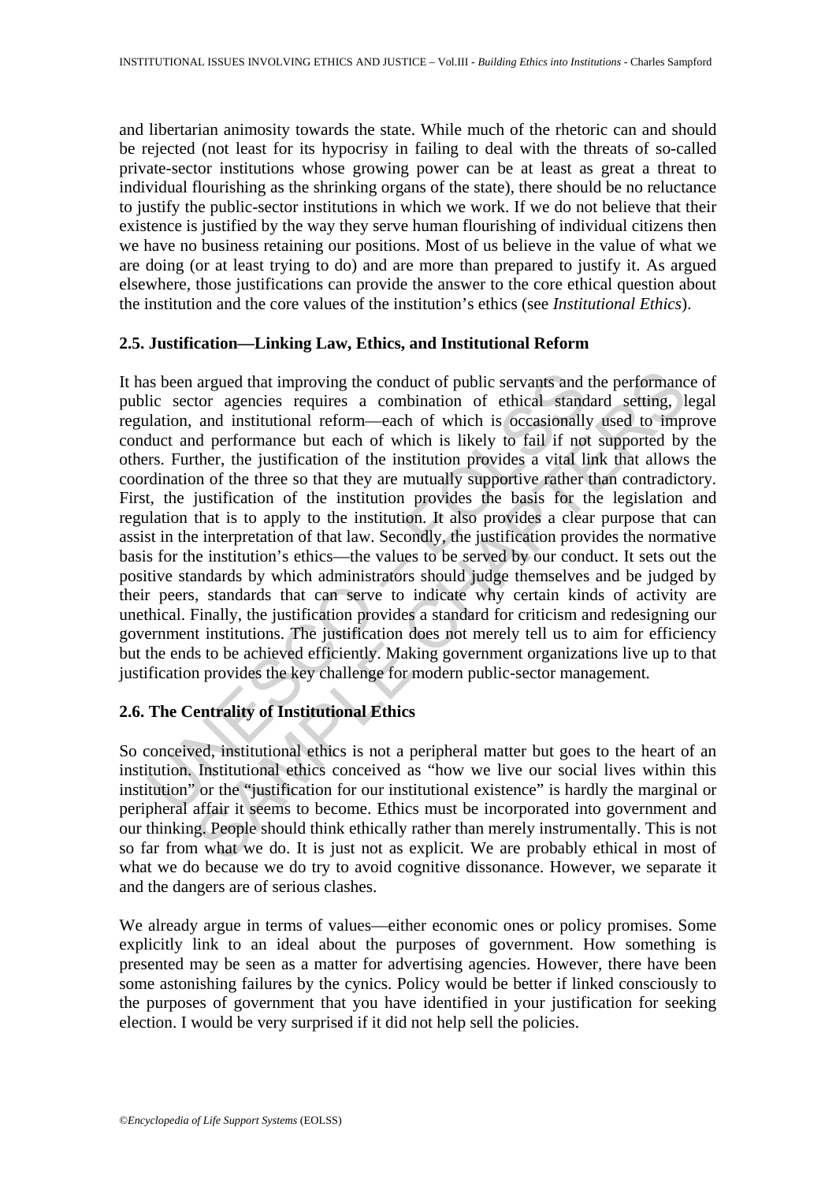and libertarian animosity towards the state. While much of the rhetoric can and should be rejected (not least for its hypocrisy in failing to deal with the threats of so-called private-sector institutions whose growing power can be at least as great a threat to individual flourishing as the shrinking organs of the state), there should be no reluctance to justify the public-sector institutions in which we work. If we do not believe that their existence is justified by the way they serve human flourishing of individual citizens then we have no business retaining our positions. Most of us believe in the value of what we are doing (or at least trying to do) and are more than prepared to justify it. As argued elsewhere, those justifications can provide the answer to the core ethical question about the institution and the core values of the institution's ethics (see *Institutional Ethics*).

### 2.5. Justification—Linking Law, Ethics, and Institutional Reform

It has been argued that improving the conduct of public servants and the performance of public sector agencies requires a combination of ethical standard setting, legal regulation, and institutional reform—each of which is occasionally used to improve conduct and performance but each of which is likely to fail if not supported by the others. Further, the justification of the institution provides a vital link that allows the coordination of the three so that they are mutually supportive rather than contradictory. First, the justification of the institution provides the basis for the legislation and regulation that is to apply to the institution. It also provides a clear purpose that can assist in the interpretation of that law. Secondly, the justification provides the normative basis for the institution's ethics—the values to be served by our conduct. It sets out the positive standards by which administrators should judge themselves and be judged by their peers, standards that can serve to indicate why certain kinds of activity are unethical. Finally, the justification provides a standard for criticism and redesigning our government institutions. The justification does not merely tell us to aim for efficiency but the ends to be achieved efficiently. Making government organizations live up to that justification provides the key challenge for modern public-sector management.

### 2.6. The Centrality of Institutional Ethics

So conceived, institutional ethics is not a peripheral matter but goes to the heart of an institution. Institutional ethics conceived as "how we live our social lives within this institution" or the "justification for our institutional existence" is hardly the marginal or peripheral affair it seems to become. Ethics must be incorporated into government and our thinking. People should think ethically rather than merely instrumentally. This is not so far from what we do. It is just not as explicit. We are probably ethical in most of what we do because we do try to avoid cognitive dissonance. However, we separate it and the dangers are of serious clashes.

We already argue in terms of values—either economic ones or policy promises. Some explicitly link to an ideal about the purposes of government. How something is presented may be seen as a matter for advertising agencies. However, there have been some astonishing failures by the cynics. Policy would be better if linked consciously to the purposes of government that you have identified in your justification for seeking election. I would be very surprised if it did not help sell the policies.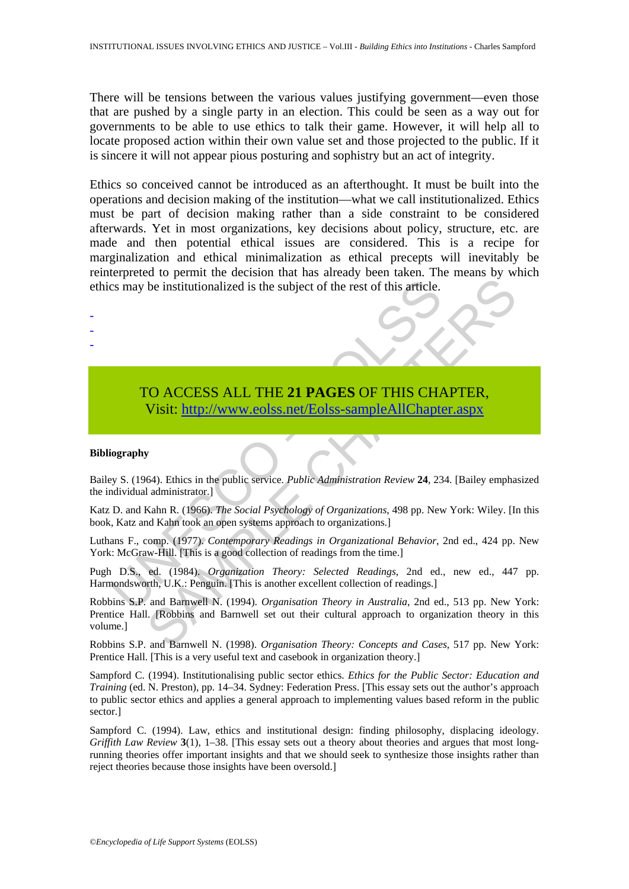There will be tensions between the various values justifying government—even those that are pushed by a single party in an election. This could be seen as a way out for governments to be able to use ethics to talk their game. However, it will help all to locate proposed action within their own value set and those projected to the public. If it is sincere it will not appear pious posturing and sophistry but an act of integrity.

Ethics so conceived cannot be introduced as an afterthought. It must be built into the operations and decision making of the institution—what we call institutionalized. Ethics must be part of decision making rather than a side constraint to be considered afterwards. Yet in most organizations, key decisions about policy, structure, etc. are made and then potential ethical issues are considered. This is a recipe for marginalization and ethical minimalization as ethical precepts will inevitably be reinterpreted to permit the decision that has already been taken. The means by which ethics may be institutionalized is the subject of the rest of this article.

-
-
-

TO ACCESS ALL THE **21 PAGES** OF THIS CHAPTER,
Visit: http://www.eolss.net/Eolss-sampleAllChapter.aspx

**Bibliography**

Bailey S. (1964). Ethics in the public service. *Public Administration Review* **24**, 234. [Bailey emphasized the individual administrator.]

Katz D. and Kahn R. (1966). *The Social Psychology of Organizations*, 498 pp. New York: Wiley. [In this book, Katz and Kahn took an open systems approach to organizations.]

Luthans F., comp. (1977). *Contemporary Readings in Organizational Behavior*, 2nd ed., 424 pp. New York: McGraw-Hill. [This is a good collection of readings from the time.]

Pugh D.S., ed. (1984). *Organization Theory: Selected Readings*, 2nd ed., new ed., 447 pp. Harmondsworth, U.K.: Penguin. [This is another excellent collection of readings.]

Robbins S.P. and Barnwell N. (1994). *Organisation Theory in Australia*, 2nd ed., 513 pp. New York: Prentice Hall. [Robbins and Barnwell set out their cultural approach to organization theory in this volume.]

Robbins S.P. and Barnwell N. (1998). *Organisation Theory: Concepts and Cases*, 517 pp. New York: Prentice Hall. [This is a very useful text and casebook in organization theory.]

Sampford C. (1994). Institutionalising public sector ethics. *Ethics for the Public Sector: Education and Training* (ed. N. Preston), pp. 14–34. Sydney: Federation Press. [This essay sets out the author's approach to public sector ethics and applies a general approach to implementing values based reform in the public sector.]

Sampford C. (1994). Law, ethics and institutional design: finding philosophy, displacing ideology. *Griffith Law Review* **3**(1), 1–38. [This essay sets out a theory about theories and argues that most long-running theories offer important insights and that we should seek to synthesize those insights rather than reject theories because those insights have been oversold.]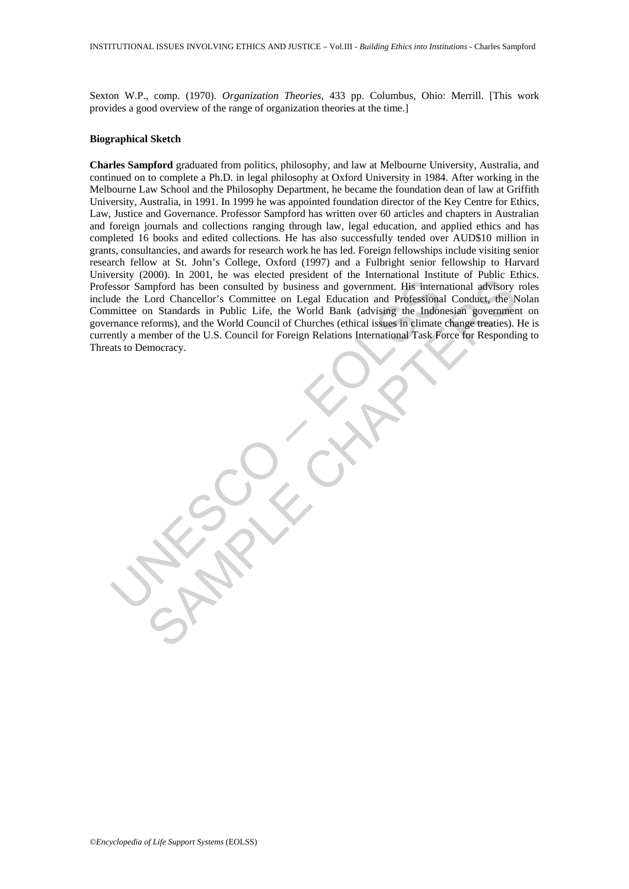Sexton W.P., comp. (1970). *Organization Theories*, 433 pp. Columbus, Ohio: Merrill. [This work provides a good overview of the range of organization theories at the time.]

### Biographical Sketch

**Charles Sampford** graduated from politics, philosophy, and law at Melbourne University, Australia, and continued on to complete a Ph.D. in legal philosophy at Oxford University in 1984. After working in the Melbourne Law School and the Philosophy Department, he became the foundation dean of law at Griffith University, Australia, in 1991. In 1999 he was appointed foundation director of the Key Centre for Ethics, Law, Justice and Governance. Professor Sampford has written over 60 articles and chapters in Australian and foreign journals and collections ranging through law, legal education, and applied ethics and has completed 16 books and edited collections. He has also successfully tended over AUD$10 million in grants, consultancies, and awards for research work he has led. Foreign fellowships include visiting senior research fellow at St. John's College, Oxford (1997) and a Fulbright senior fellowship to Harvard University (2000). In 2001, he was elected president of the International Institute of Public Ethics. Professor Sampford has been consulted by business and government. His international advisory roles include the Lord Chancellor's Committee on Legal Education and Professional Conduct, the Nolan Committee on Standards in Public Life, the World Bank (advising the Indonesian government on governance reforms), and the World Council of Churches (ethical issues in climate change treaties). He is currently a member of the U.S. Council for Foreign Relations International Task Force for Responding to Threats to Democracy.